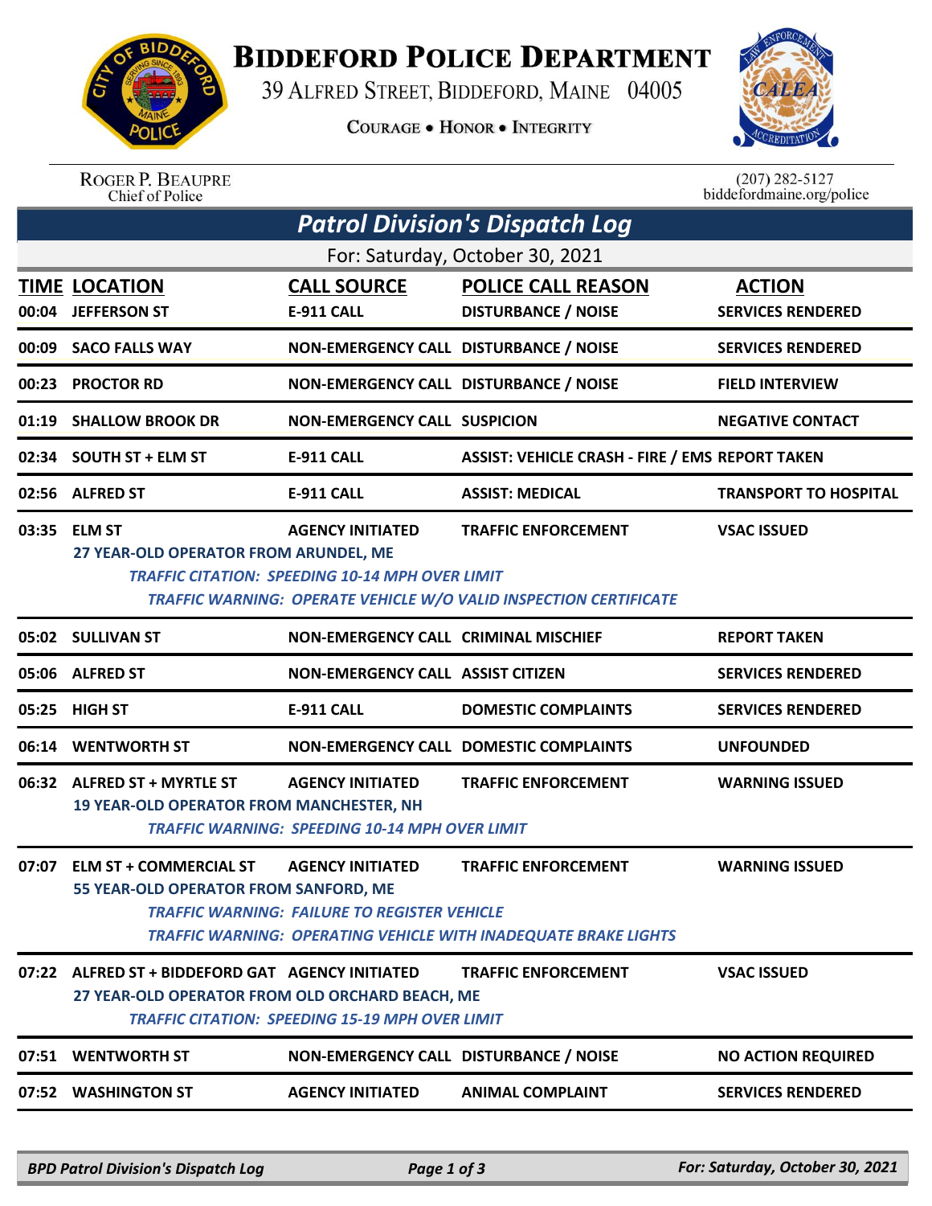# BIDDEFORD POLICE DEPARTMENT

39 ALFRED STREET, BIDDEFORD, MAINE 04005

COURAGE • HONOR • INTEGRITY

ROGER P. BEAUPRE
Chief of Police

(207) 282-5127
biddefordmaine.org/police

## *Patrol Division's Dispatch Log*

For: Saturday, October 30, 2021

| TIME | LOCATION | CALL SOURCE | POLICE CALL REASON | ACTION |
|---|---|---|---|---|
| 00:04 | JEFFERSON ST | E-911 CALL | DISTURBANCE / NOISE | SERVICES RENDERED |
| 00:09 | SACO FALLS WAY | NON-EMERGENCY CALL | DISTURBANCE / NOISE | SERVICES RENDERED |
| 00:23 | PROCTOR RD | NON-EMERGENCY CALL | DISTURBANCE / NOISE | FIELD INTERVIEW |
| 01:19 | SHALLOW BROOK DR | NON-EMERGENCY CALL | SUSPICION | NEGATIVE CONTACT |
| 02:34 | SOUTH ST + ELM ST | E-911 CALL | ASSIST: VEHICLE CRASH - FIRE / EMS | REPORT TAKEN |
| 02:56 | ALFRED ST | E-911 CALL | ASSIST: MEDICAL | TRANSPORT TO HOSPITAL |
| 03:35 | ELM ST<br>27 YEAR-OLD OPERATOR FROM ARUNDEL, ME<br>*TRAFFIC CITATION: SPEEDING 10-14 MPH OVER LIMIT*<br>*TRAFFIC WARNING: OPERATE VEHICLE W/O VALID INSPECTION CERTIFICATE* | AGENCY INITIATED | TRAFFIC ENFORCEMENT | VSAC ISSUED |
| 05:02 | SULLIVAN ST | NON-EMERGENCY CALL | CRIMINAL MISCHIEF | REPORT TAKEN |
| 05:06 | ALFRED ST | NON-EMERGENCY CALL | ASSIST CITIZEN | SERVICES RENDERED |
| 05:25 | HIGH ST | E-911 CALL | DOMESTIC COMPLAINTS | SERVICES RENDERED |
| 06:14 | WENTWORTH ST | NON-EMERGENCY CALL | DOMESTIC COMPLAINTS | UNFOUNDED |
| 06:32 | ALFRED ST + MYRTLE ST<br>19 YEAR-OLD OPERATOR FROM MANCHESTER, NH<br>*TRAFFIC WARNING: SPEEDING 10-14 MPH OVER LIMIT* | AGENCY INITIATED | TRAFFIC ENFORCEMENT | WARNING ISSUED |
| 07:07 | ELM ST + COMMERCIAL ST<br>55 YEAR-OLD OPERATOR FROM SANFORD, ME<br>*TRAFFIC WARNING: FAILURE TO REGISTER VEHICLE*<br>*TRAFFIC WARNING: OPERATING VEHICLE WITH INADEQUATE BRAKE LIGHTS* | AGENCY INITIATED | TRAFFIC ENFORCEMENT | WARNING ISSUED |
| 07:22 | ALFRED ST + BIDDEFORD GAT<br>27 YEAR-OLD OPERATOR FROM OLD ORCHARD BEACH, ME<br>*TRAFFIC CITATION: SPEEDING 15-19 MPH OVER LIMIT* | AGENCY INITIATED | TRAFFIC ENFORCEMENT | VSAC ISSUED |
| 07:51 | WENTWORTH ST | NON-EMERGENCY CALL | DISTURBANCE / NOISE | NO ACTION REQUIRED |
| 07:52 | WASHINGTON ST | AGENCY INITIATED | ANIMAL COMPLAINT | SERVICES RENDERED |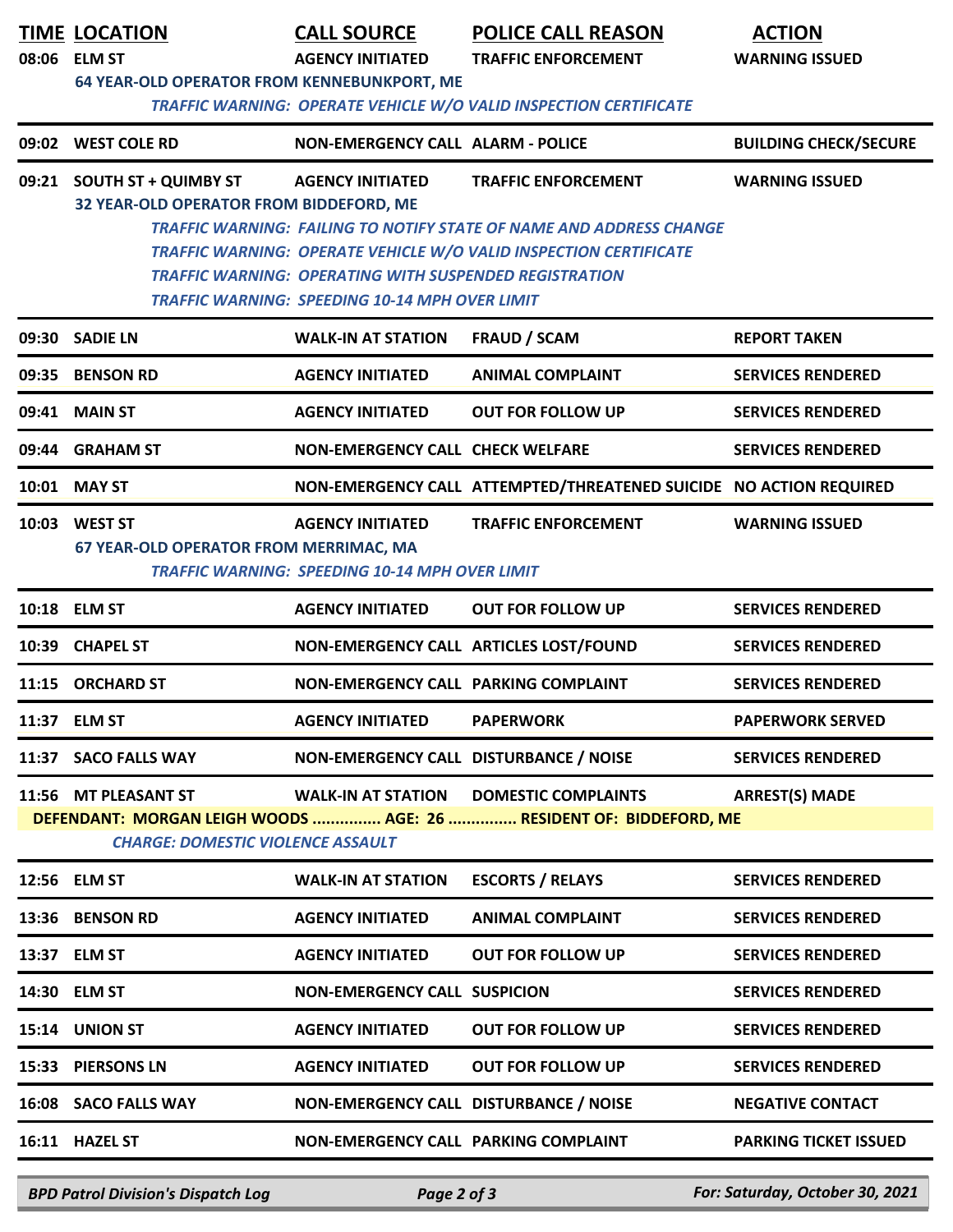| TIME | LOCATION | CALL SOURCE | POLICE CALL REASON | ACTION |
|---|---|---|---|---|
| 08:06 | ELM ST | AGENCY INITIATED | TRAFFIC ENFORCEMENT | WARNING ISSUED |
| | 64 YEAR-OLD OPERATOR FROM KENNEBUNKPORT, ME | | | |
| | | TRAFFIC WARNING: OPERATE VEHICLE W/O VALID INSPECTION CERTIFICATE | | |
| 09:02 | WEST COLE RD | NON-EMERGENCY CALL | ALARM - POLICE | BUILDING CHECK/SECURE |
| 09:21 | SOUTH ST + QUIMBY ST | AGENCY INITIATED | TRAFFIC ENFORCEMENT | WARNING ISSUED |
| | 32 YEAR-OLD OPERATOR FROM BIDDEFORD, ME | | | |
| | | TRAFFIC WARNING: FAILING TO NOTIFY STATE OF NAME AND ADDRESS CHANGE | | |
| | | TRAFFIC WARNING: OPERATE VEHICLE W/O VALID INSPECTION CERTIFICATE | | |
| | | TRAFFIC WARNING: OPERATING WITH SUSPENDED REGISTRATION | | |
| | | TRAFFIC WARNING: SPEEDING 10-14 MPH OVER LIMIT | | |
| 09:30 | SADIE LN | WALK-IN AT STATION | FRAUD / SCAM | REPORT TAKEN |
| 09:35 | BENSON RD | AGENCY INITIATED | ANIMAL COMPLAINT | SERVICES RENDERED |
| 09:41 | MAIN ST | AGENCY INITIATED | OUT FOR FOLLOW UP | SERVICES RENDERED |
| 09:44 | GRAHAM ST | NON-EMERGENCY CALL | CHECK WELFARE | SERVICES RENDERED |
| 10:01 | MAY ST | NON-EMERGENCY CALL | ATTEMPTED/THREATENED SUICIDE | NO ACTION REQUIRED |
| 10:03 | WEST ST | AGENCY INITIATED | TRAFFIC ENFORCEMENT | WARNING ISSUED |
| | 67 YEAR-OLD OPERATOR FROM MERRIMAC, MA | | | |
| | | TRAFFIC WARNING: SPEEDING 10-14 MPH OVER LIMIT | | |
| 10:18 | ELM ST | AGENCY INITIATED | OUT FOR FOLLOW UP | SERVICES RENDERED |
| 10:39 | CHAPEL ST | NON-EMERGENCY CALL | ARTICLES LOST/FOUND | SERVICES RENDERED |
| 11:15 | ORCHARD ST | NON-EMERGENCY CALL | PARKING COMPLAINT | SERVICES RENDERED |
| 11:37 | ELM ST | AGENCY INITIATED | PAPERWORK | PAPERWORK SERVED |
| 11:37 | SACO FALLS WAY | NON-EMERGENCY CALL | DISTURBANCE / NOISE | SERVICES RENDERED |
| 11:56 | MT PLEASANT ST | WALK-IN AT STATION | DOMESTIC COMPLAINTS | ARREST(S) MADE |
| | DEFENDANT: MORGAN LEIGH WOODS ............... AGE: 26 ............... RESIDENT OF: BIDDEFORD, ME | | | |
| | CHARGE: DOMESTIC VIOLENCE ASSAULT | | | |
| 12:56 | ELM ST | WALK-IN AT STATION | ESCORTS / RELAYS | SERVICES RENDERED |
| 13:36 | BENSON RD | AGENCY INITIATED | ANIMAL COMPLAINT | SERVICES RENDERED |
| 13:37 | ELM ST | AGENCY INITIATED | OUT FOR FOLLOW UP | SERVICES RENDERED |
| 14:30 | ELM ST | NON-EMERGENCY CALL | SUSPICION | SERVICES RENDERED |
| 15:14 | UNION ST | AGENCY INITIATED | OUT FOR FOLLOW UP | SERVICES RENDERED |
| 15:33 | PIERSONS LN | AGENCY INITIATED | OUT FOR FOLLOW UP | SERVICES RENDERED |
| 16:08 | SACO FALLS WAY | NON-EMERGENCY CALL | DISTURBANCE / NOISE | NEGATIVE CONTACT |
| 16:11 | HAZEL ST | NON-EMERGENCY CALL | PARKING COMPLAINT | PARKING TICKET ISSUED |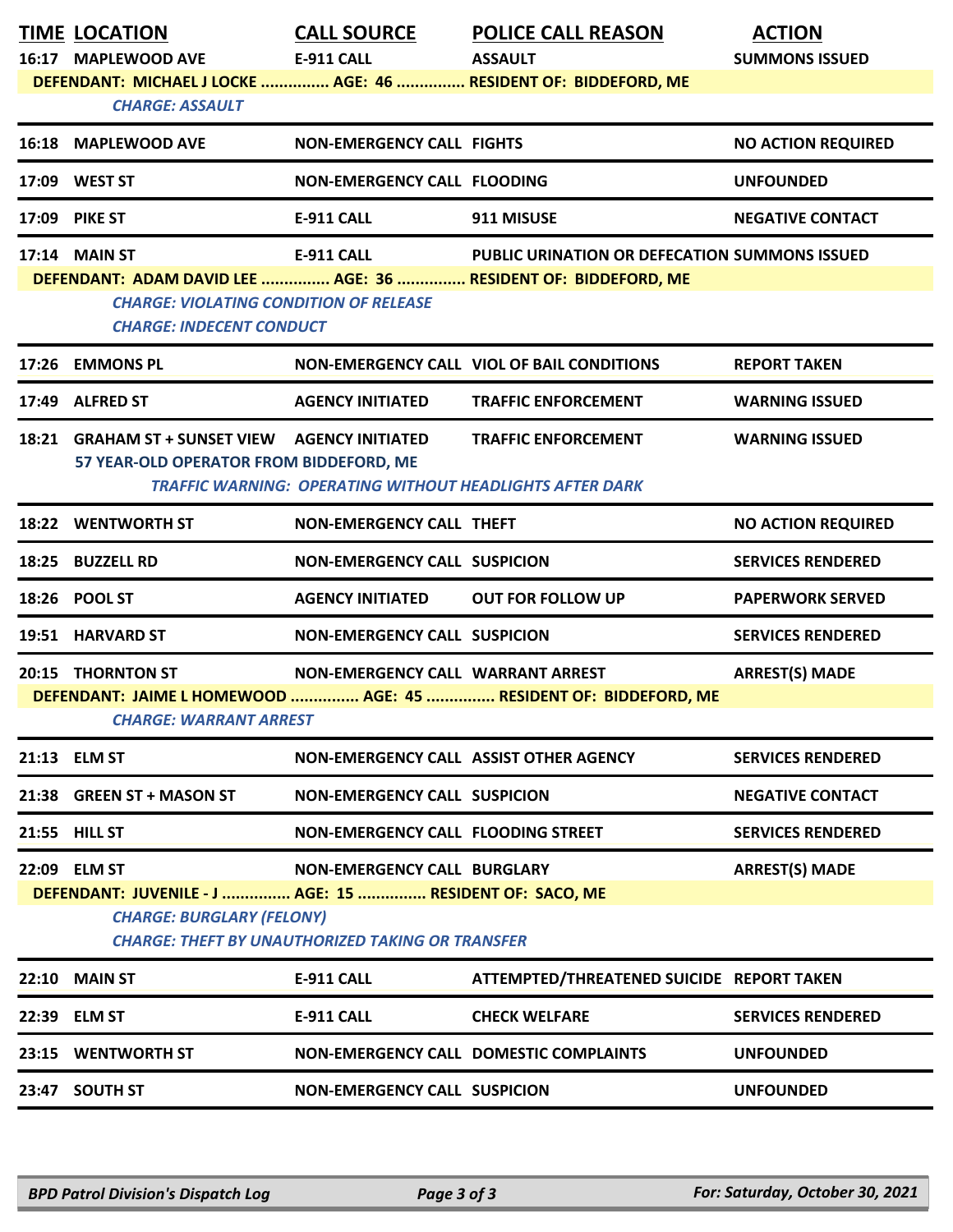| TIME | LOCATION | CALL SOURCE | POLICE CALL REASON | ACTION |
|---|---|---|---|---|
| 16:17 | MAPLEWOOD AVE | E-911 CALL | ASSAULT | SUMMONS ISSUED |
| | DEFENDANT: MICHAEL J LOCKE ............... AGE: 46 ............... RESIDENT OF: BIDDEFORD, ME | | | |
| | *CHARGE: ASSAULT* | | | |
| 16:18 | MAPLEWOOD AVE | NON-EMERGENCY CALL | FIGHTS | NO ACTION REQUIRED |
| 17:09 | WEST ST | NON-EMERGENCY CALL | FLOODING | UNFOUNDED |
| 17:09 | PIKE ST | E-911 CALL | 911 MISUSE | NEGATIVE CONTACT |
| 17:14 | MAIN ST | E-911 CALL | PUBLIC URINATION OR DEFECATION | SUMMONS ISSUED |
| | DEFENDANT: ADAM DAVID LEE ............... AGE: 36 ............... RESIDENT OF: BIDDEFORD, ME | | | |
| | *CHARGE: VIOLATING CONDITION OF RELEASE* | | | |
| | *CHARGE: INDECENT CONDUCT* | | | |
| 17:26 | EMMONS PL | NON-EMERGENCY CALL | VIOL OF BAIL CONDITIONS | REPORT TAKEN |
| 17:49 | ALFRED ST | AGENCY INITIATED | TRAFFIC ENFORCEMENT | WARNING ISSUED |
| 18:21 | GRAHAM ST + SUNSET VIEW | AGENCY INITIATED | TRAFFIC ENFORCEMENT | WARNING ISSUED |
| | 57 YEAR-OLD OPERATOR FROM BIDDEFORD, ME | | | |
| | *TRAFFIC WARNING: OPERATING WITHOUT HEADLIGHTS AFTER DARK* | | | |
| 18:22 | WENTWORTH ST | NON-EMERGENCY CALL | THEFT | NO ACTION REQUIRED |
| 18:25 | BUZZELL RD | NON-EMERGENCY CALL | SUSPICION | SERVICES RENDERED |
| 18:26 | POOL ST | AGENCY INITIATED | OUT FOR FOLLOW UP | PAPERWORK SERVED |
| 19:51 | HARVARD ST | NON-EMERGENCY CALL | SUSPICION | SERVICES RENDERED |
| 20:15 | THORNTON ST | NON-EMERGENCY CALL | WARRANT ARREST | ARREST(S) MADE |
| | DEFENDANT: JAIME L HOMEWOOD ............... AGE: 45 ............... RESIDENT OF: BIDDEFORD, ME | | | |
| | *CHARGE: WARRANT ARREST* | | | |
| 21:13 | ELM ST | NON-EMERGENCY CALL | ASSIST OTHER AGENCY | SERVICES RENDERED |
| 21:38 | GREEN ST + MASON ST | NON-EMERGENCY CALL | SUSPICION | NEGATIVE CONTACT |
| 21:55 | HILL ST | NON-EMERGENCY CALL | FLOODING STREET | SERVICES RENDERED |
| 22:09 | ELM ST | NON-EMERGENCY CALL | BURGLARY | ARREST(S) MADE |
| | DEFENDANT: JUVENILE - J ............... AGE: 15 ............... RESIDENT OF: SACO, ME | | | |
| | *CHARGE: BURGLARY (FELONY)* | | | |
| | *CHARGE: THEFT BY UNAUTHORIZED TAKING OR TRANSFER* | | | |
| 22:10 | MAIN ST | E-911 CALL | ATTEMPTED/THREATENED SUICIDE | REPORT TAKEN |
| 22:39 | ELM ST | E-911 CALL | CHECK WELFARE | SERVICES RENDERED |
| 23:15 | WENTWORTH ST | NON-EMERGENCY CALL | DOMESTIC COMPLAINTS | UNFOUNDED |
| 23:47 | SOUTH ST | NON-EMERGENCY CALL | SUSPICION | UNFOUNDED |